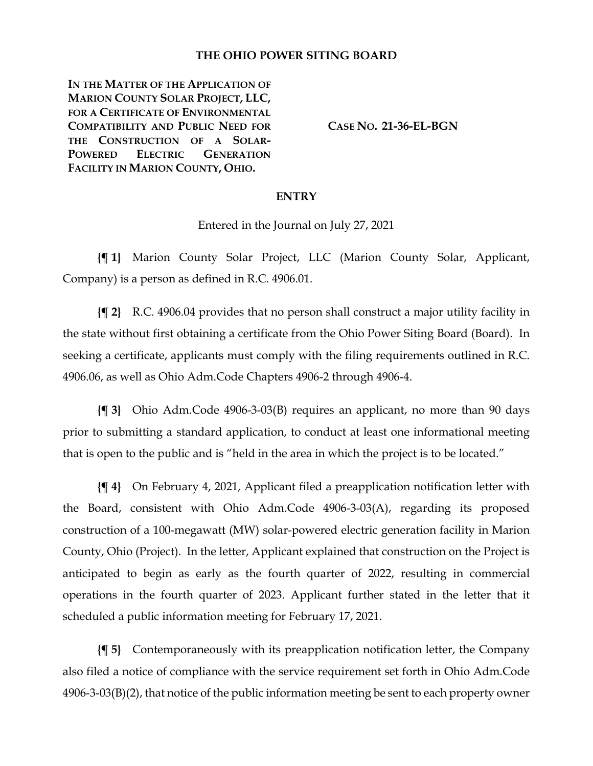# THE OHIO POWER SITING BOARD

**IN THE MATTER OF THE APPLICATION OF MARION COUNTY SOLAR PROJECT, LLC, FOR A CERTIFICATE OF ENVIRONMENTAL COMPATIBILITY AND PUBLIC NEED FOR THE CONSTRUCTION OF A SOLAR-POWERED ELECTRIC GENERATION FACILITY IN MARION COUNTY, OHIO.**

**CASE NO. 21-36-EL-BGN**

## ENTRY

Entered in the Journal on July 27, 2021

**{¶ 1}** Marion County Solar Project, LLC (Marion County Solar, Applicant, Company) is a person as defined in R.C. 4906.01.

**{¶ 2}** R.C. 4906.04 provides that no person shall construct a major utility facility in the state without first obtaining a certificate from the Ohio Power Siting Board (Board). In seeking a certificate, applicants must comply with the filing requirements outlined in R.C. 4906.06, as well as Ohio Adm.Code Chapters 4906-2 through 4906-4.

**{¶ 3}** Ohio Adm.Code 4906-3-03(B) requires an applicant, no more than 90 days prior to submitting a standard application, to conduct at least one informational meeting that is open to the public and is "held in the area in which the project is to be located."

**{¶ 4}** On February 4, 2021, Applicant filed a preapplication notification letter with the Board, consistent with Ohio Adm.Code 4906-3-03(A), regarding its proposed construction of a 100-megawatt (MW) solar-powered electric generation facility in Marion County, Ohio (Project). In the letter, Applicant explained that construction on the Project is anticipated to begin as early as the fourth quarter of 2022, resulting in commercial operations in the fourth quarter of 2023. Applicant further stated in the letter that it scheduled a public information meeting for February 17, 2021.

**{¶ 5}** Contemporaneously with its preapplication notification letter, the Company also filed a notice of compliance with the service requirement set forth in Ohio Adm.Code 4906-3-03(B)(2), that notice of the public information meeting be sent to each property owner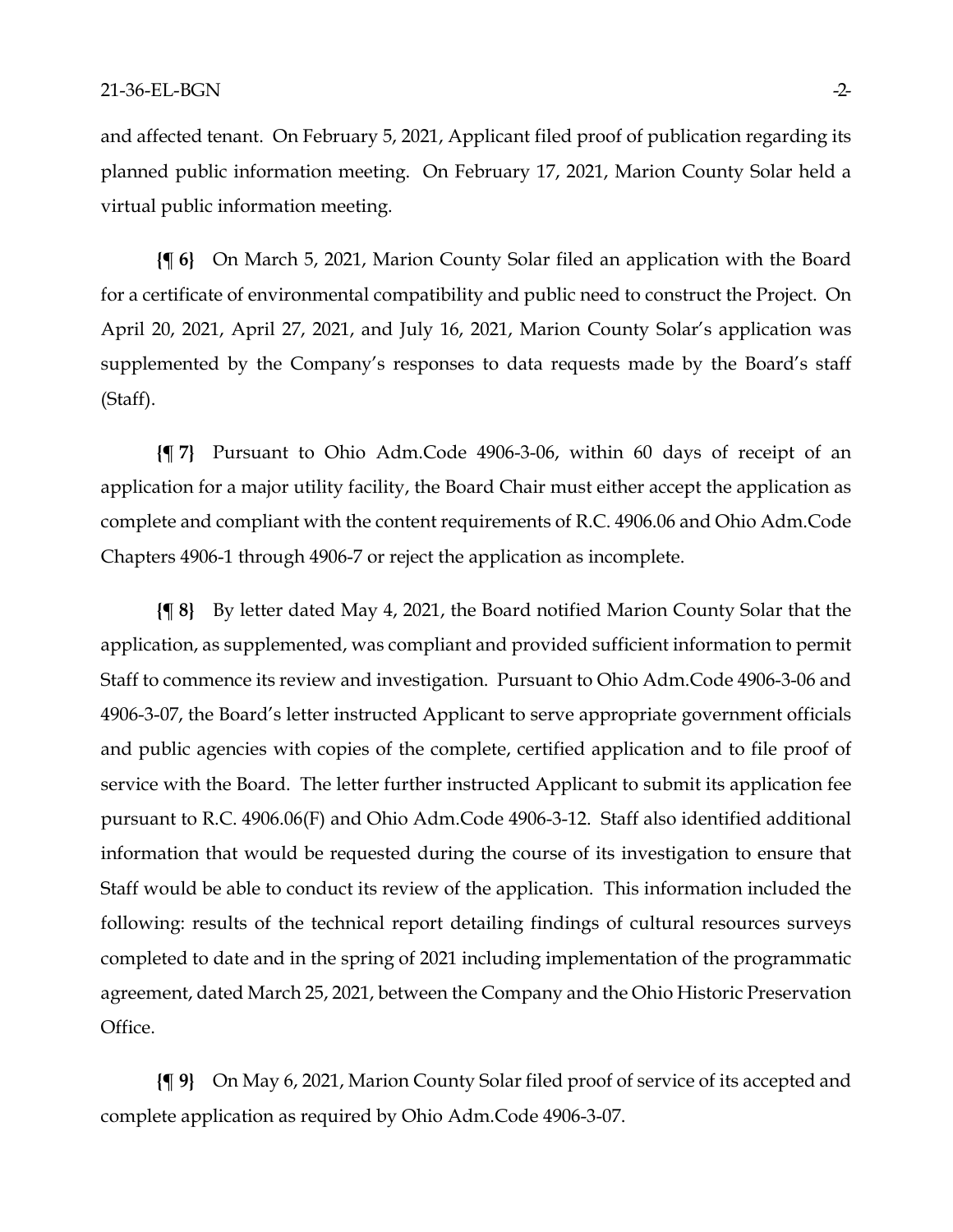and affected tenant. On February 5, 2021, Applicant filed proof of publication regarding its planned public information meeting. On February 17, 2021, Marion County Solar held a virtual public information meeting.

**{¶ 6}** On March 5, 2021, Marion County Solar filed an application with the Board for a certificate of environmental compatibility and public need to construct the Project. On April 20, 2021, April 27, 2021, and July 16, 2021, Marion County Solar's application was supplemented by the Company's responses to data requests made by the Board's staff (Staff).

**{¶ 7}** Pursuant to Ohio Adm.Code 4906-3-06, within 60 days of receipt of an application for a major utility facility, the Board Chair must either accept the application as complete and compliant with the content requirements of R.C. 4906.06 and Ohio Adm.Code Chapters 4906-1 through 4906-7 or reject the application as incomplete.

**{¶ 8}** By letter dated May 4, 2021, the Board notified Marion County Solar that the application, as supplemented, was compliant and provided sufficient information to permit Staff to commence its review and investigation. Pursuant to Ohio Adm.Code 4906-3-06 and 4906-3-07, the Board's letter instructed Applicant to serve appropriate government officials and public agencies with copies of the complete, certified application and to file proof of service with the Board. The letter further instructed Applicant to submit its application fee pursuant to R.C. 4906.06(F) and Ohio Adm.Code 4906-3-12. Staff also identified additional information that would be requested during the course of its investigation to ensure that Staff would be able to conduct its review of the application. This information included the following: results of the technical report detailing findings of cultural resources surveys completed to date and in the spring of 2021 including implementation of the programmatic agreement, dated March 25, 2021, between the Company and the Ohio Historic Preservation Office.

**{¶ 9}** On May 6, 2021, Marion County Solar filed proof of service of its accepted and complete application as required by Ohio Adm.Code 4906-3-07.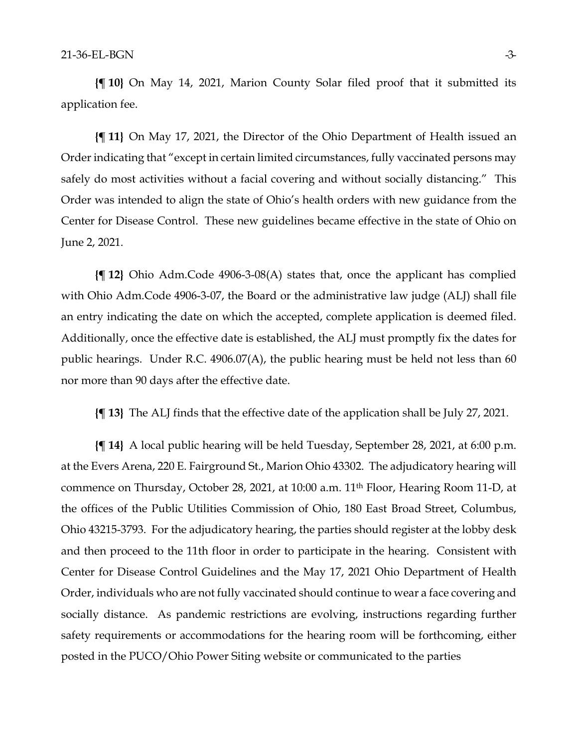**{¶ 10}** On May 14, 2021, Marion County Solar filed proof that it submitted its application fee.

**{¶ 11}** On May 17, 2021, the Director of the Ohio Department of Health issued an Order indicating that "except in certain limited circumstances, fully vaccinated persons may safely do most activities without a facial covering and without socially distancing." This Order was intended to align the state of Ohio's health orders with new guidance from the Center for Disease Control. These new guidelines became effective in the state of Ohio on June 2, 2021.

**{¶ 12}** Ohio Adm.Code 4906-3-08(A) states that, once the applicant has complied with Ohio Adm.Code 4906-3-07, the Board or the administrative law judge (ALJ) shall file an entry indicating the date on which the accepted, complete application is deemed filed. Additionally, once the effective date is established, the ALJ must promptly fix the dates for public hearings. Under R.C. 4906.07(A), the public hearing must be held not less than 60 nor more than 90 days after the effective date.

**{¶ 13}** The ALJ finds that the effective date of the application shall be July 27, 2021.

**{¶ 14}** A local public hearing will be held Tuesday, September 28, 2021, at 6:00 p.m. at the Evers Arena, 220 E. Fairground St., Marion Ohio 43302. The adjudicatory hearing will commence on Thursday, October 28, 2021, at 10:00 a.m. 11th Floor, Hearing Room 11-D, at the offices of the Public Utilities Commission of Ohio, 180 East Broad Street, Columbus, Ohio 43215-3793. For the adjudicatory hearing, the parties should register at the lobby desk and then proceed to the 11th floor in order to participate in the hearing. Consistent with Center for Disease Control Guidelines and the May 17, 2021 Ohio Department of Health Order, individuals who are not fully vaccinated should continue to wear a face covering and socially distance. As pandemic restrictions are evolving, instructions regarding further safety requirements or accommodations for the hearing room will be forthcoming, either posted in the PUCO/Ohio Power Siting website or communicated to the parties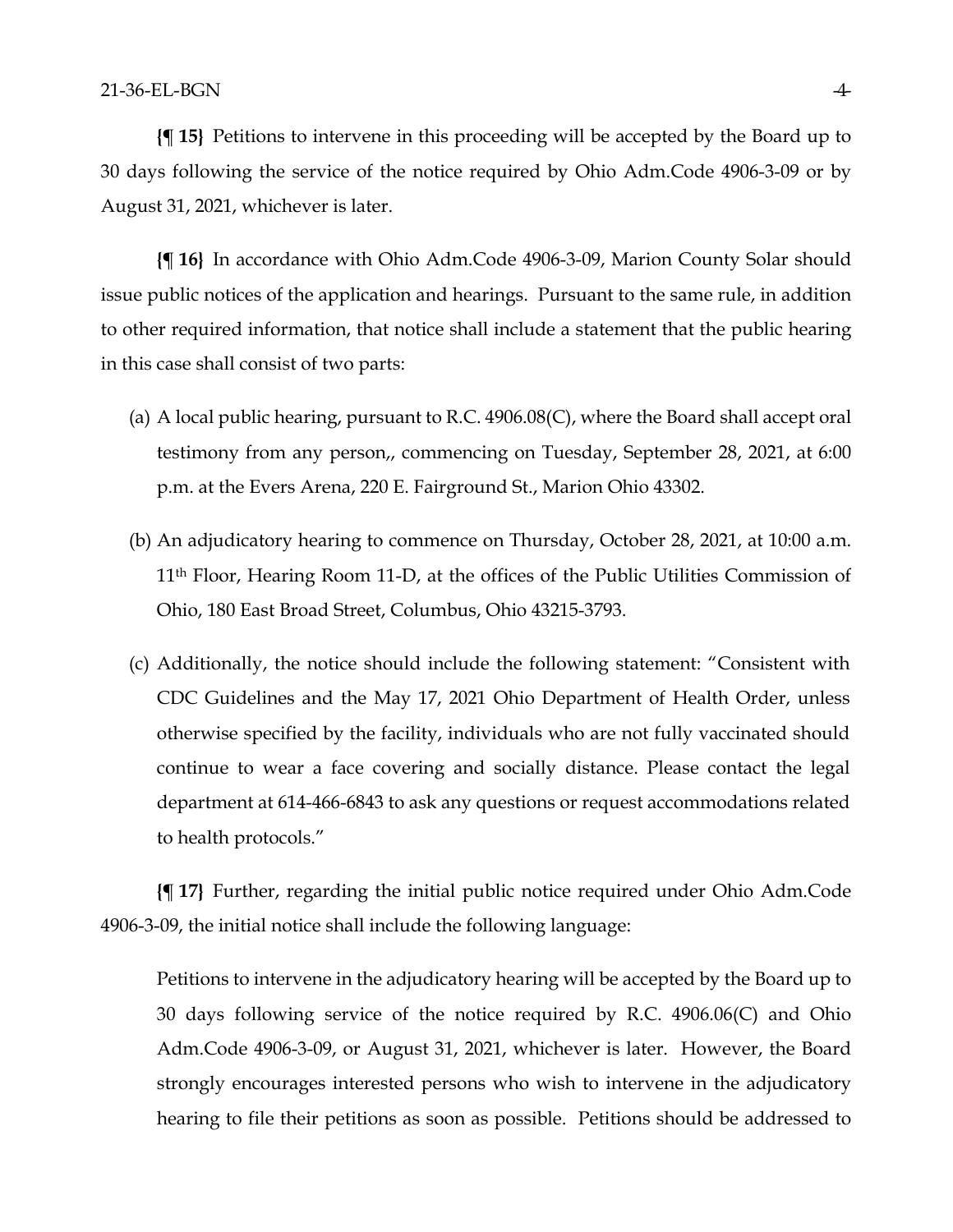**{¶ 15}** Petitions to intervene in this proceeding will be accepted by the Board up to 30 days following the service of the notice required by Ohio Adm.Code 4906-3-09 or by August 31, 2021, whichever is later.

**{¶ 16}** In accordance with Ohio Adm.Code 4906-3-09, Marion County Solar should issue public notices of the application and hearings. Pursuant to the same rule, in addition to other required information, that notice shall include a statement that the public hearing in this case shall consist of two parts:

(a) A local public hearing, pursuant to R.C. 4906.08(C), where the Board shall accept oral testimony from any person,, commencing on Tuesday, September 28, 2021, at 6:00 p.m. at the Evers Arena, 220 E. Fairground St., Marion Ohio 43302.

(b) An adjudicatory hearing to commence on Thursday, October 28, 2021, at 10:00 a.m. 11th Floor, Hearing Room 11-D, at the offices of the Public Utilities Commission of Ohio, 180 East Broad Street, Columbus, Ohio 43215-3793.

(c) Additionally, the notice should include the following statement: "Consistent with CDC Guidelines and the May 17, 2021 Ohio Department of Health Order, unless otherwise specified by the facility, individuals who are not fully vaccinated should continue to wear a face covering and socially distance. Please contact the legal department at 614-466-6843 to ask any questions or request accommodations related to health protocols."

**{¶ 17}** Further, regarding the initial public notice required under Ohio Adm.Code 4906-3-09, the initial notice shall include the following language:

> Petitions to intervene in the adjudicatory hearing will be accepted by the Board up to 30 days following service of the notice required by R.C. 4906.06(C) and Ohio Adm.Code 4906-3-09, or August 31, 2021, whichever is later. However, the Board strongly encourages interested persons who wish to intervene in the adjudicatory hearing to file their petitions as soon as possible. Petitions should be addressed to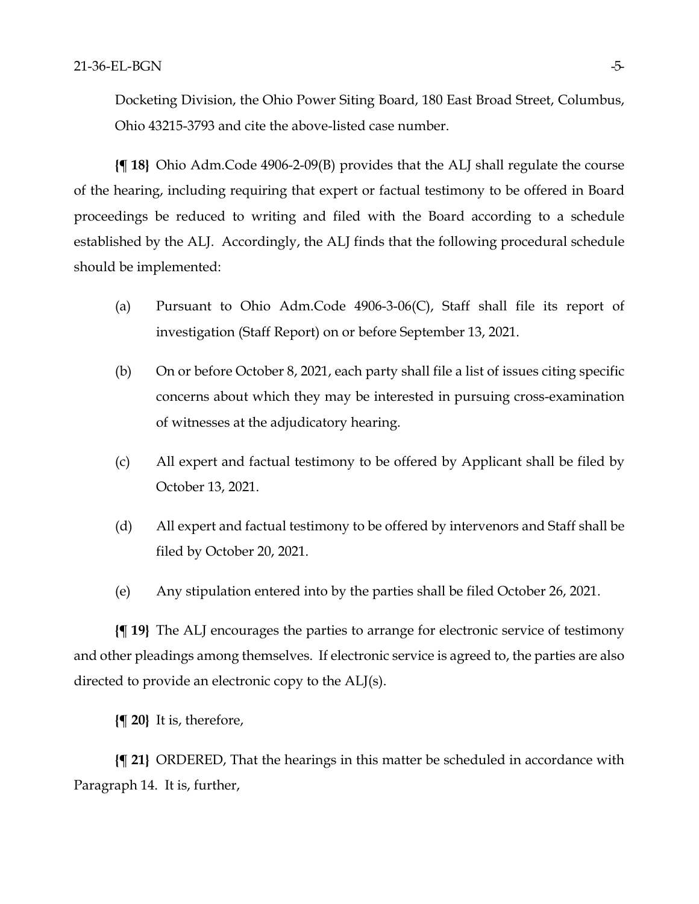Docketing Division, the Ohio Power Siting Board, 180 East Broad Street, Columbus, Ohio 43215-3793 and cite the above-listed case number.

**{¶ 18}** Ohio Adm.Code 4906-2-09(B) provides that the ALJ shall regulate the course of the hearing, including requiring that expert or factual testimony to be offered in Board proceedings be reduced to writing and filed with the Board according to a schedule established by the ALJ. Accordingly, the ALJ finds that the following procedural schedule should be implemented:

(a) Pursuant to Ohio Adm.Code 4906-3-06(C), Staff shall file its report of investigation (Staff Report) on or before September 13, 2021.

(b) On or before October 8, 2021, each party shall file a list of issues citing specific concerns about which they may be interested in pursuing cross-examination of witnesses at the adjudicatory hearing.

(c) All expert and factual testimony to be offered by Applicant shall be filed by October 13, 2021.

(d) All expert and factual testimony to be offered by intervenors and Staff shall be filed by October 20, 2021.

(e) Any stipulation entered into by the parties shall be filed October 26, 2021.

**{¶ 19}** The ALJ encourages the parties to arrange for electronic service of testimony and other pleadings among themselves. If electronic service is agreed to, the parties are also directed to provide an electronic copy to the ALJ(s).

**{¶ 20}** It is, therefore,

**{¶ 21}** ORDERED, That the hearings in this matter be scheduled in accordance with Paragraph 14. It is, further,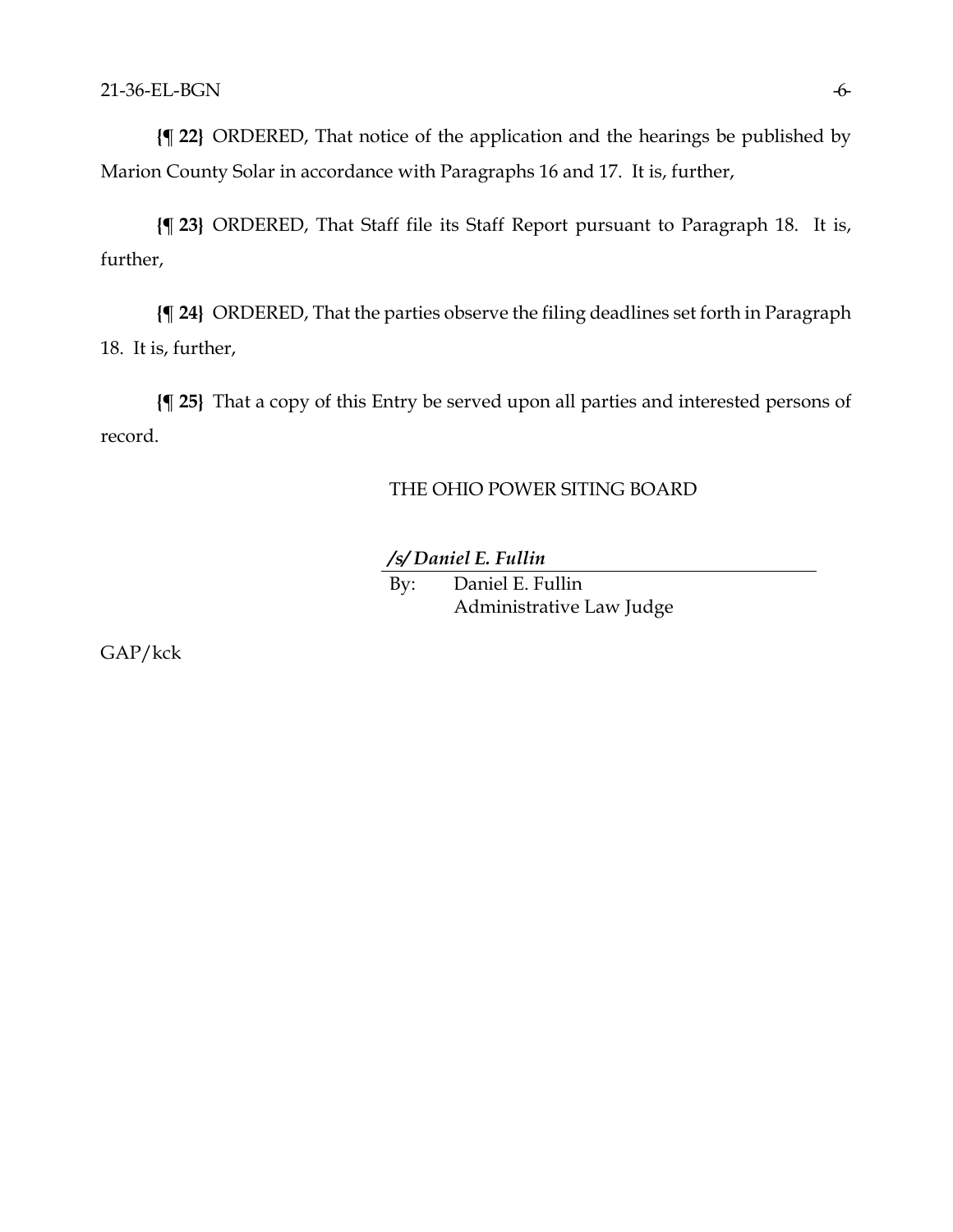**{¶ 22}** ORDERED, That notice of the application and the hearings be published by Marion County Solar in accordance with Paragraphs 16 and 17. It is, further,

**{¶ 23}** ORDERED, That Staff file its Staff Report pursuant to Paragraph 18. It is, further,

**{¶ 24}** ORDERED, That the parties observe the filing deadlines set forth in Paragraph 18. It is, further,

**{¶ 25}** That a copy of this Entry be served upon all parties and interested persons of record.

THE OHIO POWER SITING BOARD

***/s/ Daniel E. Fullin***

By: Daniel E. Fullin
Administrative Law Judge

GAP/kck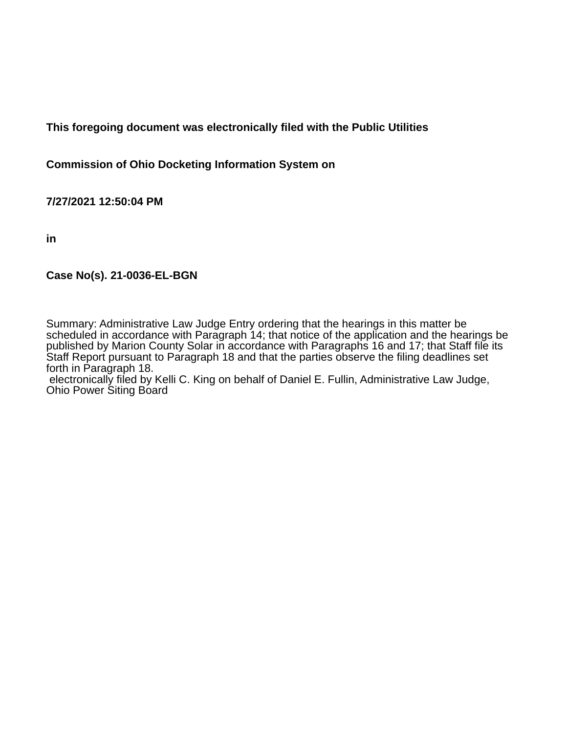**This foregoing document was electronically filed with the Public Utilities**

**Commission of Ohio Docketing Information System on**

**7/27/2021 12:50:04 PM**

**in**

**Case No(s). 21-0036-EL-BGN**

Summary: Administrative Law Judge Entry ordering that the hearings in this matter be scheduled in accordance with Paragraph 14; that notice of the application and the hearings be published by Marion County Solar in accordance with Paragraphs 16 and 17; that Staff file its Staff Report pursuant to Paragraph 18 and that the parties observe the filing deadlines set forth in Paragraph 18.
electronically filed by Kelli C. King on behalf of Daniel E. Fullin, Administrative Law Judge, Ohio Power Siting Board